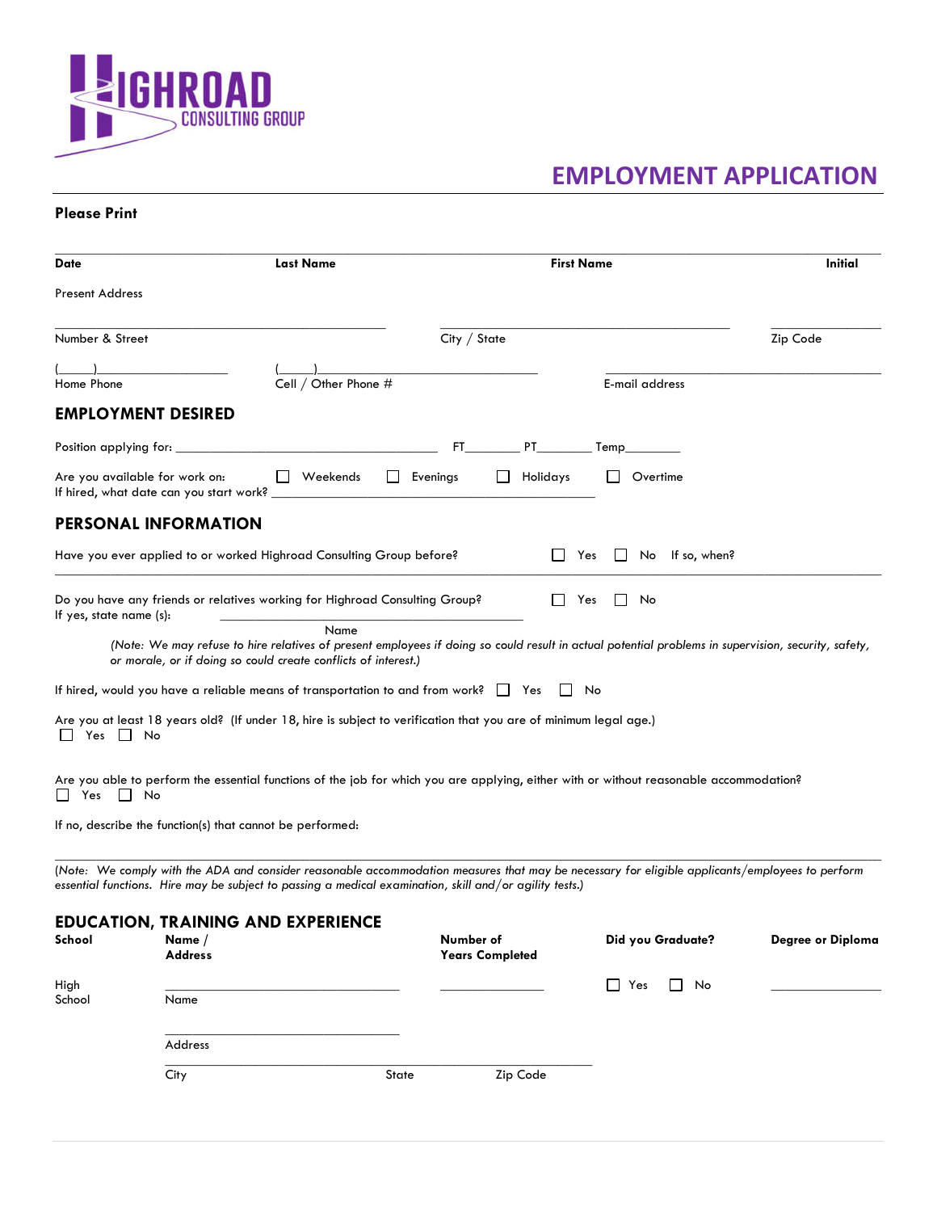HIGHROAD CONSULTING GROUP

# EMPLOYMENT APPLICATION

**Please Print**

| **Date** | **Last Name** | **First Name** | **Initial** |
|---|---|---|---|

Present Address

| Number & Street | City / State | Zip Code |
|---|---|---|

| (\_\_\_\_\_) Home Phone | (\_\_\_\_\_) Cell / Other Phone # | E-mail address |
|---|---|---|

## EMPLOYMENT DESIRED

Position applying for: \_\_\_\_\_\_\_\_\_\_\_\_\_\_\_\_\_\_\_\_\_\_\_\_\_\_\_\_\_\_\_\_\_\_\_\_\_\_ FT\_\_\_\_\_\_\_\_ PT\_\_\_\_\_\_\_\_ Temp\_\_\_\_\_\_\_\_

Are you available for work on: ☐ Weekends ☐ Evenings ☐ Holidays ☐ Overtime

If hired, what date can you start work? \_\_\_\_\_\_\_\_\_\_\_\_\_\_\_\_\_\_\_\_\_\_\_\_\_\_\_\_\_\_\_\_\_\_\_\_\_\_\_\_\_\_\_\_\_\_

## PERSONAL INFORMATION

Have you ever applied to or worked Highroad Consulting Group before? ☐ Yes ☐ No If so, when?

Do you have any friends or relatives working for Highroad Consulting Group? ☐ Yes ☐ No

If yes, state name (s): \_\_\_\_\_\_\_\_\_\_\_\_\_\_\_\_\_\_\_\_\_\_\_\_\_\_\_\_\_\_\_\_\_\_\_\_\_\_\_\_\_\_\_\_\_\_
Name

*(Note: We may refuse to hire relatives of present employees if doing so could result in actual potential problems in supervision, security, safety, or morale, or if doing so could create conflicts of interest.)*

If hired, would you have a reliable means of transportation to and from work? ☐ Yes ☐ No

Are you at least 18 years old? (If under 18, hire is subject to verification that you are of minimum legal age.)
☐ Yes ☐ No

Are you able to perform the essential functions of the job for which you are applying, either with or without reasonable accommodation?
☐ Yes ☐ No

If no, describe the function(s) that cannot be performed:

*(Note: We comply with the ADA and consider reasonable accommodation measures that may be necessary for eligible applicants/employees to perform essential functions. Hire may be subject to passing a medical examination, skill and/or agility tests.)*

## EDUCATION, TRAINING AND EXPERIENCE

| **School** | **Name / Address** | **Number of Years Completed** | **Did you Graduate?** | **Degree or Diploma** |
|---|---|---|---|---|
| High School | Name | \_\_\_\_\_\_\_\_\_\_\_\_\_\_ | ☐ Yes ☐ No | \_\_\_\_\_\_\_\_\_\_\_\_\_\_ |
| | Address | | | |
| | City State Zip Code | | | |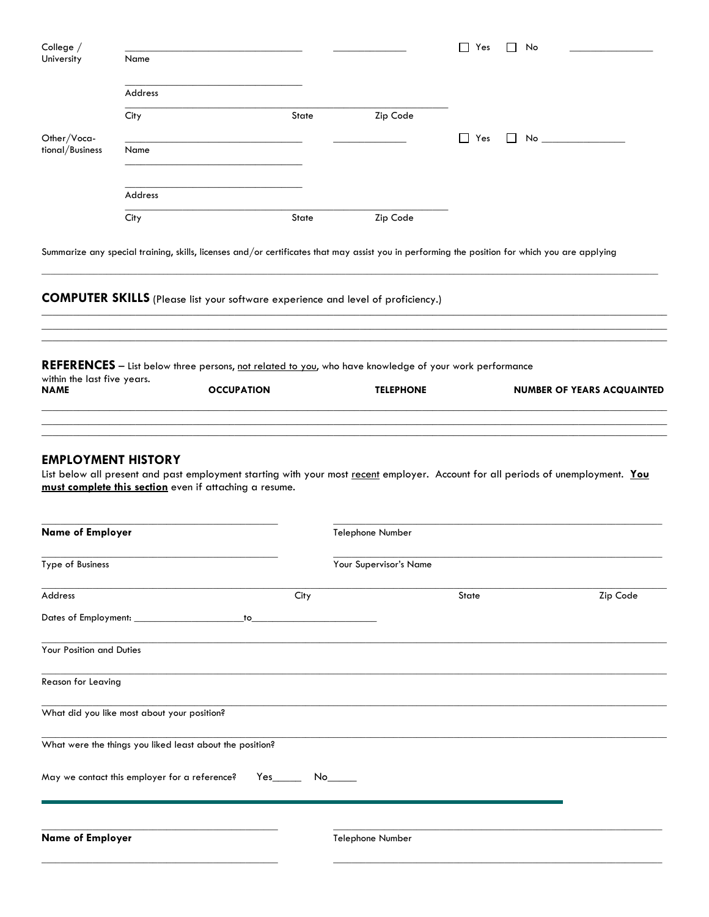College / University

Name _______________ _______________ ☐ Yes ☐ No _______________

Address _______________

City State Zip Code

Other/Vocational/Business

Name _______________ _______________ ☐ Yes ☐ No _______________

Address _______________

City State Zip Code

Summarize any special training, skills, licenses and/or certificates that may assist you in performing the position for which you are applying

_______________________________________________

## COMPUTER SKILLS (Please list your software experience and level of proficiency.)

_______________________________________________

_______________________________________________

_______________________________________________

## REFERENCES – List below three persons, not related to you, who have knowledge of your work performance within the last five years.

| NAME | OCCUPATION | TELEPHONE | NUMBER OF YEARS ACQUAINTED |
|---|---|---|---|
| | | | |
| | | | |
| | | | |

## EMPLOYMENT HISTORY

List below all present and past employment starting with your most recent employer. Account for all periods of unemployment. **You must complete this section** even if attaching a resume.

**Name of Employer** _______________ Telephone Number _______________

Type of Business _______________ Your Supervisor's Name _______________

Address _______________ City _______________ State _______________ Zip Code _______________

Dates of Employment: _______________to_______________

Your Position and Duties _______________

Reason for Leaving _______________

What did you like most about your position? _______________

What were the things you liked least about the position? _______________

May we contact this employer for a reference? Yes_____ No_____

---

**Name of Employer** _______________ Telephone Number _______________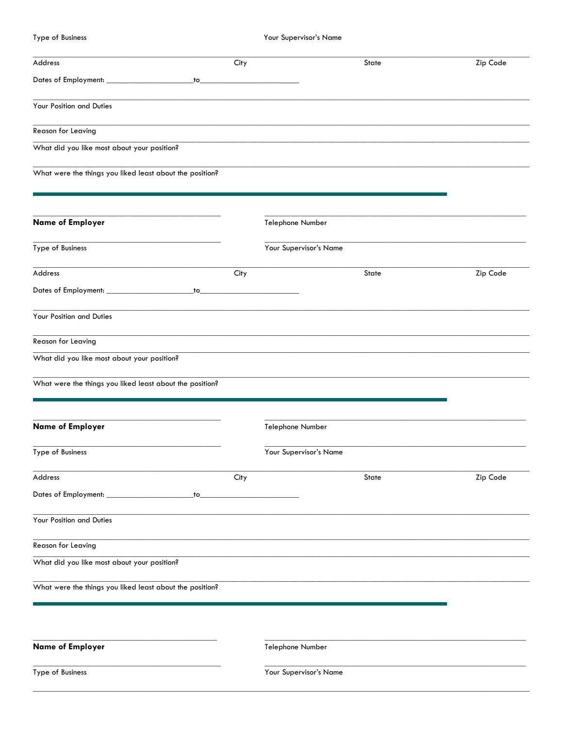Type of Business　　　　　　　　　　　　　　Your Supervisor's Name

_______________________________________________________________________________________

Address　　　　　　　　　　　　City　　　　　　　　　　　　State　　　　　　　　　　Zip Code

Dates of Employment: _____________________to________________________

_______________________________________________________________________________________

Your Position and Duties

_______________________________________________________________________________________

Reason for Leaving

_______________________________________________________________________________________

What did you like most about your position?

_______________________________________________________________________________________

What were the things you liked least about the position?

---

_______________________________________　　　_______________________________________

**Name of Employer**　　　　　　　　　　　　　Telephone Number

_______________________________________　　　_______________________________________

Type of Business　　　　　　　　　　　　　　Your Supervisor's Name

_______________________________________________________________________________________

Address　　　　　　　　　　　　City　　　　　　　　　　　　State　　　　　　　　　　Zip Code

Dates of Employment: _____________________to________________________

_______________________________________________________________________________________

Your Position and Duties

_______________________________________________________________________________________

Reason for Leaving

_______________________________________________________________________________________

What did you like most about your position?

_______________________________________________________________________________________

What were the things you liked least about the position?

---

_______________________________________　　　_______________________________________

**Name of Employer**　　　　　　　　　　　　　Telephone Number

_______________________________________　　　_______________________________________

Type of Business　　　　　　　　　　　　　　Your Supervisor's Name

_______________________________________________________________________________________

Address　　　　　　　　　　　　City　　　　　　　　　　　　State　　　　　　　　　　Zip Code

Dates of Employment: _____________________to________________________

_______________________________________________________________________________________

Your Position and Duties

_______________________________________________________________________________________

Reason for Leaving

_______________________________________________________________________________________

What did you like most about your position?

_______________________________________________________________________________________

What were the things you liked least about the position?

---

_______________________________________　　　_______________________________________

**Name of Employer**　　　　　　　　　　　　　Telephone Number

_______________________________________　　　_______________________________________

Type of Business　　　　　　　　　　　　　　Your Supervisor's Name

_______________________________________________________________________________________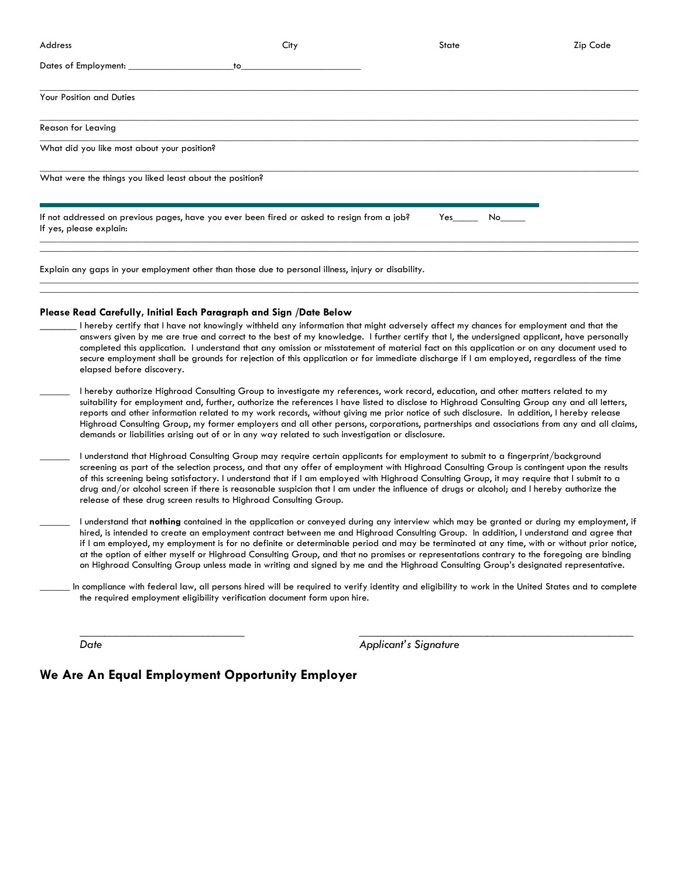| Address | City | State | Zip Code |
|---|---|---|---|

Dates of Employment: ______________________to_________________________

Your Position and Duties

Reason for Leaving

What did you like most about your position?

What were the things you liked least about the position?

If not addressed on previous pages, have you ever been fired or asked to resign from a job? Yes_____ No_____
If yes, please explain:

Explain any gaps in your employment other than those due to personal illness, injury or disability.

**Please Read Carefully, Initial Each Paragraph and Sign /Date Below**

_______ I hereby certify that I have not knowingly withheld any information that might adversely affect my chances for employment and that the answers given by me are true and correct to the best of my knowledge. I further certify that I, the undersigned applicant, have personally completed this application. I understand that any omission or misstatement of material fact on this application or on any document used to secure employment shall be grounds for rejection of this application or for immediate discharge if I am employed, regardless of the time elapsed before discovery.

______ I hereby authorize Highroad Consulting Group to investigate my references, work record, education, and other matters related to my suitability for employment and, further, authorize the references I have listed to disclose to Highroad Consulting Group any and all letters, reports and other information related to my work records, without giving me prior notice of such disclosure. In addition, I hereby release Highroad Consulting Group, my former employers and all other persons, corporations, partnerships and associations from any and all claims, demands or liabilities arising out of or in any way related to such investigation or disclosure.

______ I understand that Highroad Consulting Group may require certain applicants for employment to submit to a fingerprint/background screening as part of the selection process, and that any offer of employment with Highroad Consulting Group is contingent upon the results of this screening being satisfactory. I understand that if I am employed with Highroad Consulting Group, it may require that I submit to a drug and/or alcohol screen if there is reasonable suspicion that I am under the influence of drugs or alcohol; and I hereby authorize the release of these drug screen results to Highroad Consulting Group.

______ I understand that **nothing** contained in the application or conveyed during any interview which may be granted or during my employment, if hired, is intended to create an employment contract between me and Highroad Consulting Group. In addition, I understand and agree that if I am employed, my employment is for no definite or determinable period and may be terminated at any time, with or without prior notice, at the option of either myself or Highroad Consulting Group, and that no promises or representations contrary to the foregoing are binding on Highroad Consulting Group unless made in writing and signed by me and the Highroad Consulting Group's designated representative.

______ In compliance with federal law, all persons hired will be required to verify identity and eligibility to work in the United States and to complete the required employment eligibility verification document form upon hire.

______________________________ ____________________________________________________

*Date* *Applicant's Signature*

## We Are An Equal Employment Opportunity Employer